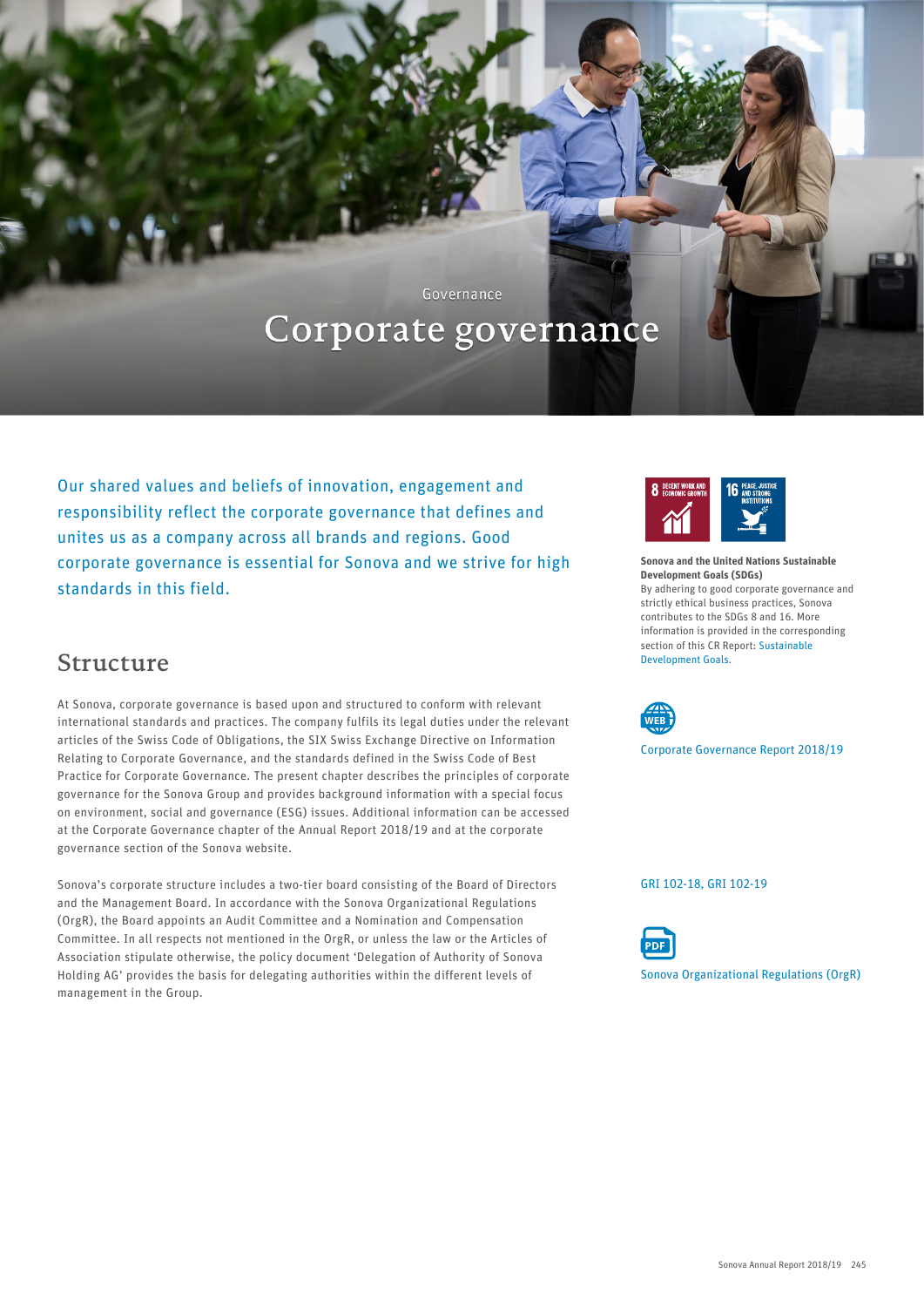Governance

# Corporate governance

Our shared values and beliefs of innovation, engagement and responsibility reflect the corporate governance that defines and unites us as a company across all brands and regions. Good corporate governance is essential for Sonova and we strive for high standards in this field.

**Sonova and the United Nations Sustainable Development Goals (SDGs)**
By adhering to good corporate governance and strictly ethical business practices, Sonova contributes to the SDGs 8 and 16. More information is provided in the corresponding section of this CR Report: Sustainable Development Goals.

## Structure

At Sonova, corporate governance is based upon and structured to conform with relevant international standards and practices. The company fulfils its legal duties under the relevant articles of the Swiss Code of Obligations, the SIX Swiss Exchange Directive on Information Relating to Corporate Governance, and the standards defined in the Swiss Code of Best Practice for Corporate Governance. The present chapter describes the principles of corporate governance for the Sonova Group and provides background information with a special focus on environment, social and governance (ESG) issues. Additional information can be accessed at the Corporate Governance chapter of the Annual Report 2018/19 and at the corporate governance section of the Sonova website.

Corporate Governance Report 2018/19

Sonova's corporate structure includes a two-tier board consisting of the Board of Directors and the Management Board. In accordance with the Sonova Organizational Regulations (OrgR), the Board appoints an Audit Committee and a Nomination and Compensation Committee. In all respects not mentioned in the OrgR, or unless the law or the Articles of Association stipulate otherwise, the policy document 'Delegation of Authority of Sonova Holding AG' provides the basis for delegating authorities within the different levels of management in the Group.

GRI 102-18, GRI 102-19

Sonova Organizational Regulations (OrgR)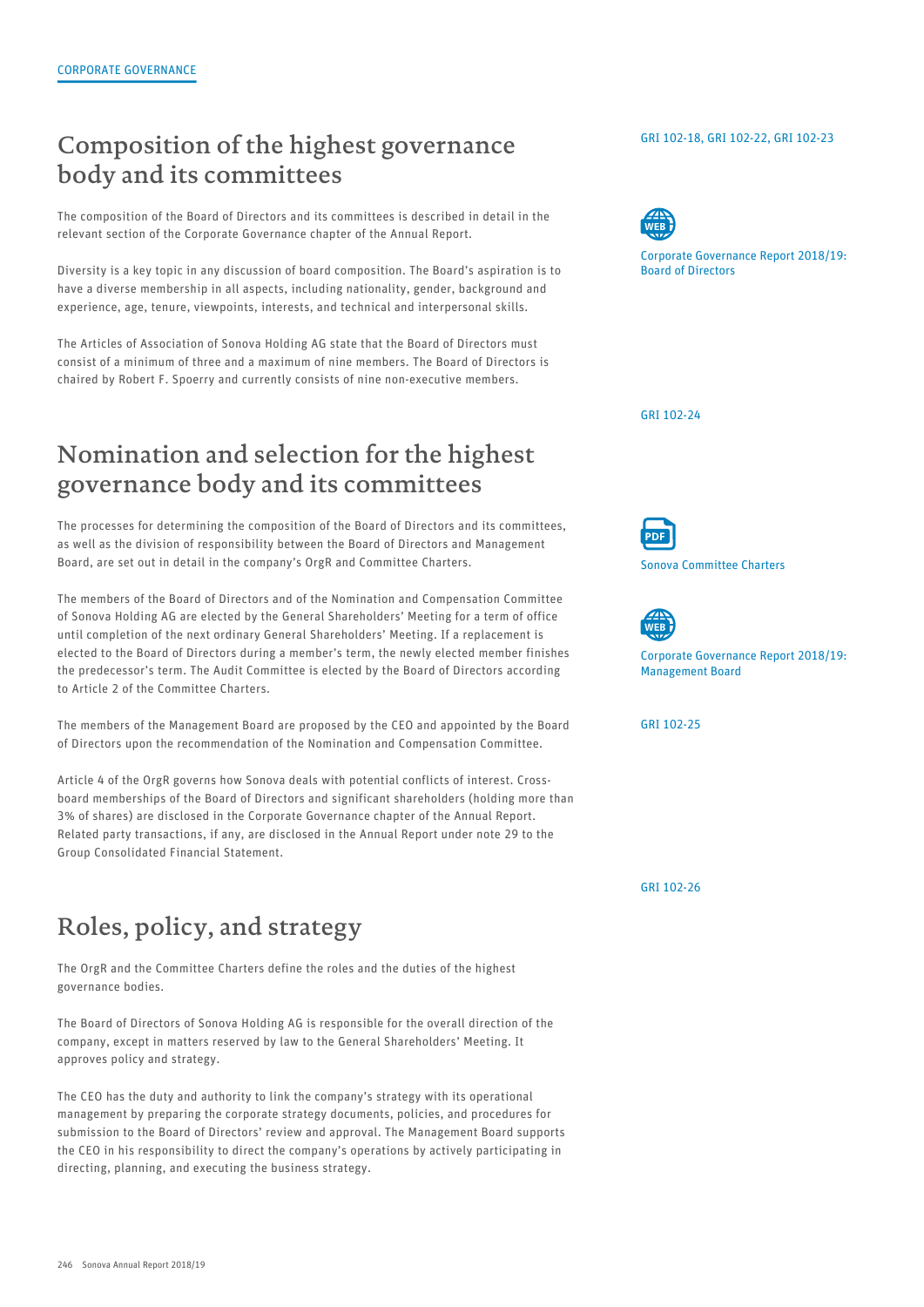# Composition of the highest governance body and its committees

GRI 102-18, GRI 102-22, GRI 102-23

The composition of the Board of Directors and its committees is described in detail in the relevant section of the Corporate Governance chapter of the Annual Report.

Corporate Governance Report 2018/19: Board of Directors

Diversity is a key topic in any discussion of board composition. The Board's aspiration is to have a diverse membership in all aspects, including nationality, gender, background and experience, age, tenure, viewpoints, interests, and technical and interpersonal skills.

The Articles of Association of Sonova Holding AG state that the Board of Directors must consist of a minimum of three and a maximum of nine members. The Board of Directors is chaired by Robert F. Spoerry and currently consists of nine non-executive members.

# Nomination and selection for the highest governance body and its committees

GRI 102-24

The processes for determining the composition of the Board of Directors and its committees, as well as the division of responsibility between the Board of Directors and Management Board, are set out in detail in the company's OrgR and Committee Charters.

Sonova Committee Charters

The members of the Board of Directors and of the Nomination and Compensation Committee of Sonova Holding AG are elected by the General Shareholders' Meeting for a term of office until completion of the next ordinary General Shareholders' Meeting. If a replacement is elected to the Board of Directors during a member's term, the newly elected member finishes the predecessor's term. The Audit Committee is elected by the Board of Directors according to Article 2 of the Committee Charters.

Corporate Governance Report 2018/19: Management Board

The members of the Management Board are proposed by the CEO and appointed by the Board of Directors upon the recommendation of the Nomination and Compensation Committee.

GRI 102-25

Article 4 of the OrgR governs how Sonova deals with potential conflicts of interest. Cross-board memberships of the Board of Directors and significant shareholders (holding more than 3% of shares) are disclosed in the Corporate Governance chapter of the Annual Report. Related party transactions, if any, are disclosed in the Annual Report under note 29 to the Group Consolidated Financial Statement.

# Roles, policy, and strategy

GRI 102-26

The OrgR and the Committee Charters define the roles and the duties of the highest governance bodies.

The Board of Directors of Sonova Holding AG is responsible for the overall direction of the company, except in matters reserved by law to the General Shareholders' Meeting. It approves policy and strategy.

The CEO has the duty and authority to link the company's strategy with its operational management by preparing the corporate strategy documents, policies, and procedures for submission to the Board of Directors' review and approval. The Management Board supports the CEO in his responsibility to direct the company's operations by actively participating in directing, planning, and executing the business strategy.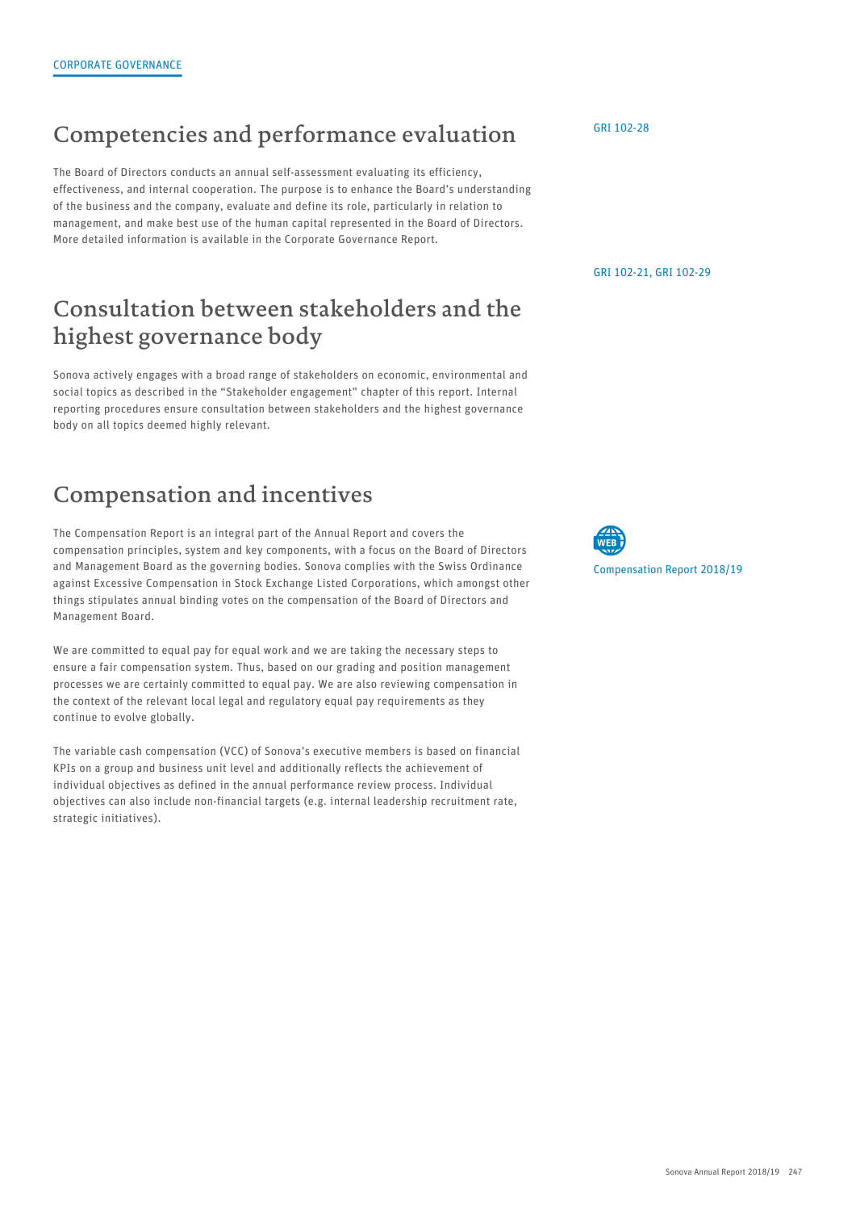## Competencies and performance evaluation

GRI 102-28

The Board of Directors conducts an annual self-assessment evaluating its efficiency, effectiveness, and internal cooperation. The purpose is to enhance the Board's understanding of the business and the company, evaluate and define its role, particularly in relation to management, and make best use of the human capital represented in the Board of Directors. More detailed information is available in the Corporate Governance Report.

GRI 102-21, GRI 102-29

## Consultation between stakeholders and the highest governance body

Sonova actively engages with a broad range of stakeholders on economic, environmental and social topics as described in the "Stakeholder engagement" chapter of this report. Internal reporting procedures ensure consultation between stakeholders and the highest governance body on all topics deemed highly relevant.

## Compensation and incentives

The Compensation Report is an integral part of the Annual Report and covers the compensation principles, system and key components, with a focus on the Board of Directors and Management Board as the governing bodies. Sonova complies with the Swiss Ordinance against Excessive Compensation in Stock Exchange Listed Corporations, which amongst other things stipulates annual binding votes on the compensation of the Board of Directors and Management Board.

WEB Compensation Report 2018/19

We are committed to equal pay for equal work and we are taking the necessary steps to ensure a fair compensation system. Thus, based on our grading and position management processes we are certainly committed to equal pay. We are also reviewing compensation in the context of the relevant local legal and regulatory equal pay requirements as they continue to evolve globally.

The variable cash compensation (VCC) of Sonova's executive members is based on financial KPIs on a group and business unit level and additionally reflects the achievement of individual objectives as defined in the annual performance review process. Individual objectives can also include non-financial targets (e.g. internal leadership recruitment rate, strategic initiatives).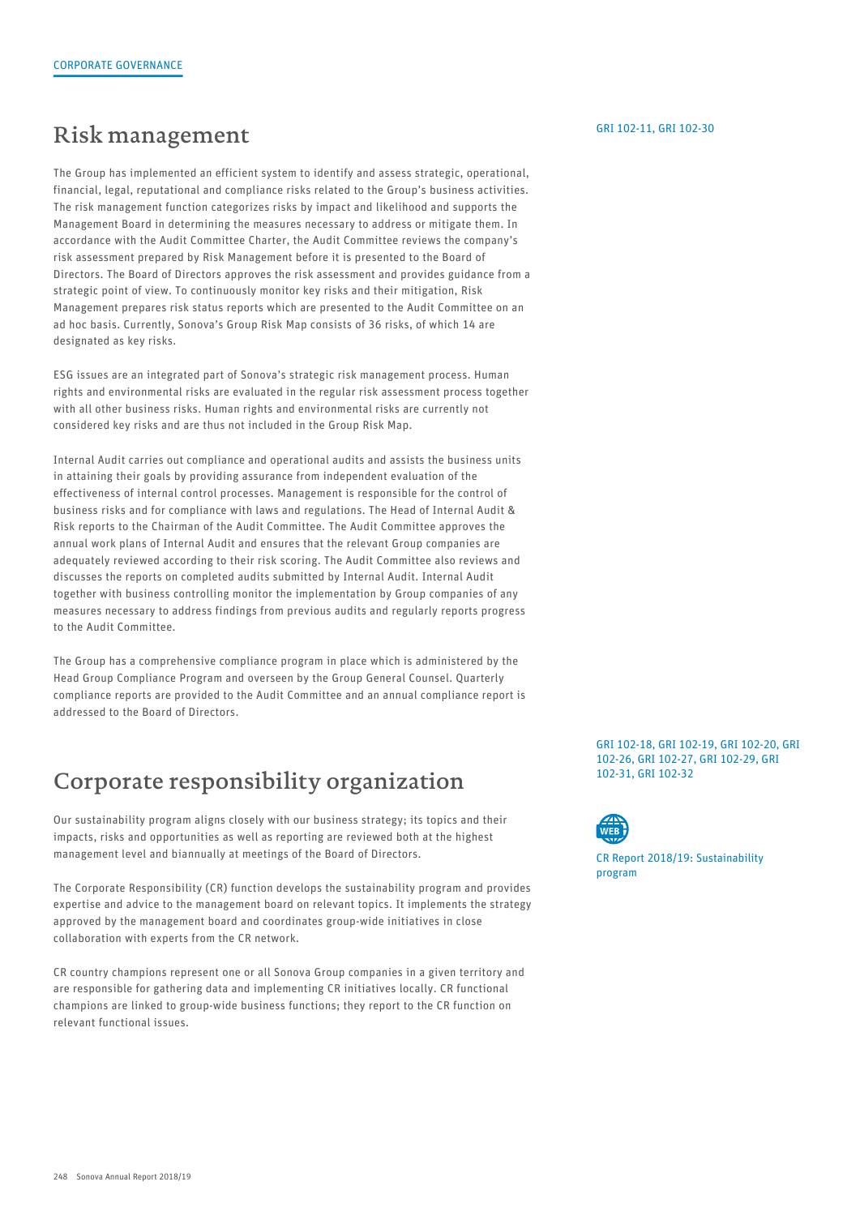CORPORATE GOVERNANCE

# Risk management

GRI 102-11, GRI 102-30

The Group has implemented an efficient system to identify and assess strategic, operational, financial, legal, reputational and compliance risks related to the Group's business activities. The risk management function categorizes risks by impact and likelihood and supports the Management Board in determining the measures necessary to address or mitigate them. In accordance with the Audit Committee Charter, the Audit Committee reviews the company's risk assessment prepared by Risk Management before it is presented to the Board of Directors. The Board of Directors approves the risk assessment and provides guidance from a strategic point of view. To continuously monitor key risks and their mitigation, Risk Management prepares risk status reports which are presented to the Audit Committee on an ad hoc basis. Currently, Sonova's Group Risk Map consists of 36 risks, of which 14 are designated as key risks.

ESG issues are an integrated part of Sonova's strategic risk management process. Human rights and environmental risks are evaluated in the regular risk assessment process together with all other business risks. Human rights and environmental risks are currently not considered key risks and are thus not included in the Group Risk Map.

Internal Audit carries out compliance and operational audits and assists the business units in attaining their goals by providing assurance from independent evaluation of the effectiveness of internal control processes. Management is responsible for the control of business risks and for compliance with laws and regulations. The Head of Internal Audit & Risk reports to the Chairman of the Audit Committee. The Audit Committee approves the annual work plans of Internal Audit and ensures that the relevant Group companies are adequately reviewed according to their risk scoring. The Audit Committee also reviews and discusses the reports on completed audits submitted by Internal Audit. Internal Audit together with business controlling monitor the implementation by Group companies of any measures necessary to address findings from previous audits and regularly reports progress to the Audit Committee.

The Group has a comprehensive compliance program in place which is administered by the Head Group Compliance Program and overseen by the Group General Counsel. Quarterly compliance reports are provided to the Audit Committee and an annual compliance report is addressed to the Board of Directors.

# Corporate responsibility organization

GRI 102-18, GRI 102-19, GRI 102-20, GRI 102-26, GRI 102-27, GRI 102-29, GRI 102-31, GRI 102-32

WEB

CR Report 2018/19: Sustainability program

Our sustainability program aligns closely with our business strategy; its topics and their impacts, risks and opportunities as well as reporting are reviewed both at the highest management level and biannually at meetings of the Board of Directors.

The Corporate Responsibility (CR) function develops the sustainability program and provides expertise and advice to the management board on relevant topics. It implements the strategy approved by the management board and coordinates group-wide initiatives in close collaboration with experts from the CR network.

CR country champions represent one or all Sonova Group companies in a given territory and are responsible for gathering data and implementing CR initiatives locally. CR functional champions are linked to group-wide business functions; they report to the CR function on relevant functional issues.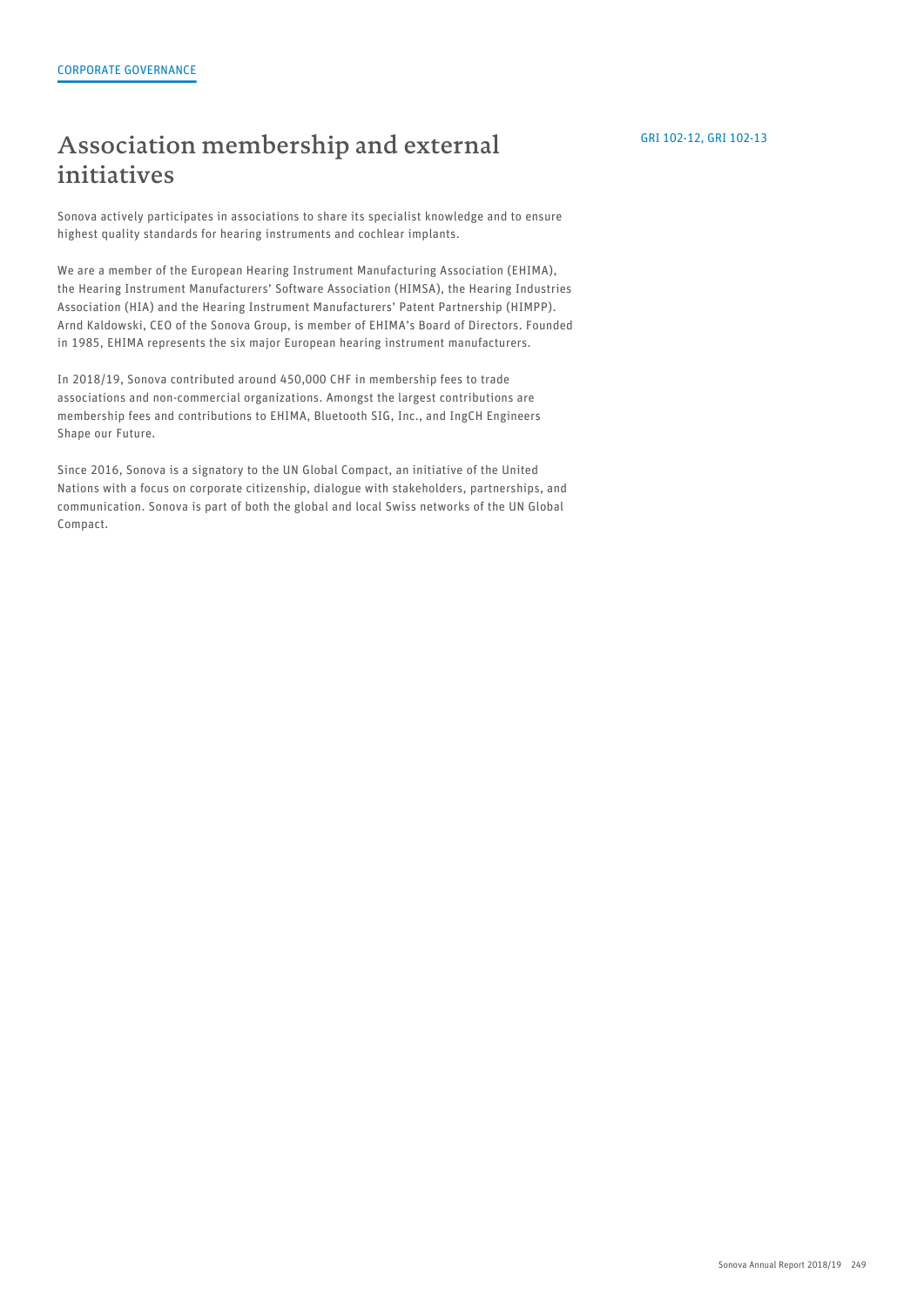CORPORATE GOVERNANCE

# Association membership and external initiatives

GRI 102-12, GRI 102-13

Sonova actively participates in associations to share its specialist knowledge and to ensure highest quality standards for hearing instruments and cochlear implants.

We are a member of the European Hearing Instrument Manufacturing Association (EHIMA), the Hearing Instrument Manufacturers' Software Association (HIMSA), the Hearing Industries Association (HIA) and the Hearing Instrument Manufacturers' Patent Partnership (HIMPP). Arnd Kaldowski, CEO of the Sonova Group, is member of EHIMA's Board of Directors. Founded in 1985, EHIMA represents the six major European hearing instrument manufacturers.

In 2018/19, Sonova contributed around 450,000 CHF in membership fees to trade associations and non-commercial organizations. Amongst the largest contributions are membership fees and contributions to EHIMA, Bluetooth SIG, Inc., and IngCH Engineers Shape our Future.

Since 2016, Sonova is a signatory to the UN Global Compact, an initiative of the United Nations with a focus on corporate citizenship, dialogue with stakeholders, partnerships, and communication. Sonova is part of both the global and local Swiss networks of the UN Global Compact.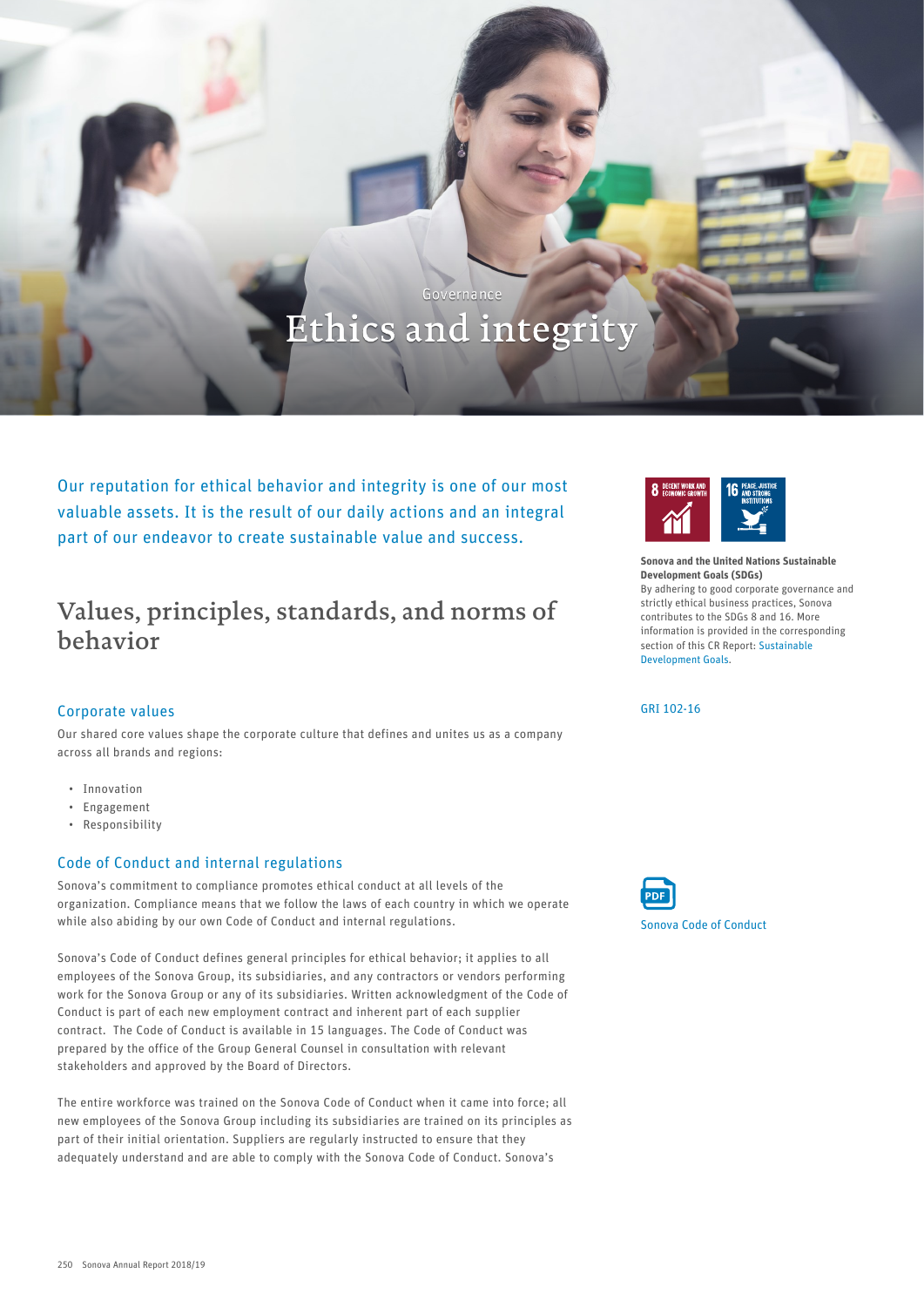Governance

# Ethics and integrity

Our reputation for ethical behavior and integrity is one of our most valuable assets. It is the result of our daily actions and an integral part of our endeavor to create sustainable value and success.

**Sonova and the United Nations Sustainable Development Goals (SDGs)**
By adhering to good corporate governance and strictly ethical business practices, Sonova contributes to the SDGs 8 and 16. More information is provided in the corresponding section of this CR Report: Sustainable Development Goals.

## Values, principles, standards, and norms of behavior

GRI 102-16

### Corporate values

Our shared core values shape the corporate culture that defines and unites us as a company across all brands and regions:

- Innovation
- Engagement
- Responsibility

### Code of Conduct and internal regulations

Sonova's commitment to compliance promotes ethical conduct at all levels of the organization. Compliance means that we follow the laws of each country in which we operate while also abiding by our own Code of Conduct and internal regulations.

Sonova Code of Conduct

Sonova's Code of Conduct defines general principles for ethical behavior; it applies to all employees of the Sonova Group, its subsidiaries, and any contractors or vendors performing work for the Sonova Group or any of its subsidiaries. Written acknowledgment of the Code of Conduct is part of each new employment contract and inherent part of each supplier contract. The Code of Conduct is available in 15 languages. The Code of Conduct was prepared by the office of the Group General Counsel in consultation with relevant stakeholders and approved by the Board of Directors.

The entire workforce was trained on the Sonova Code of Conduct when it came into force; all new employees of the Sonova Group including its subsidiaries are trained on its principles as part of their initial orientation. Suppliers are regularly instructed to ensure that they adequately understand and are able to comply with the Sonova Code of Conduct. Sonova's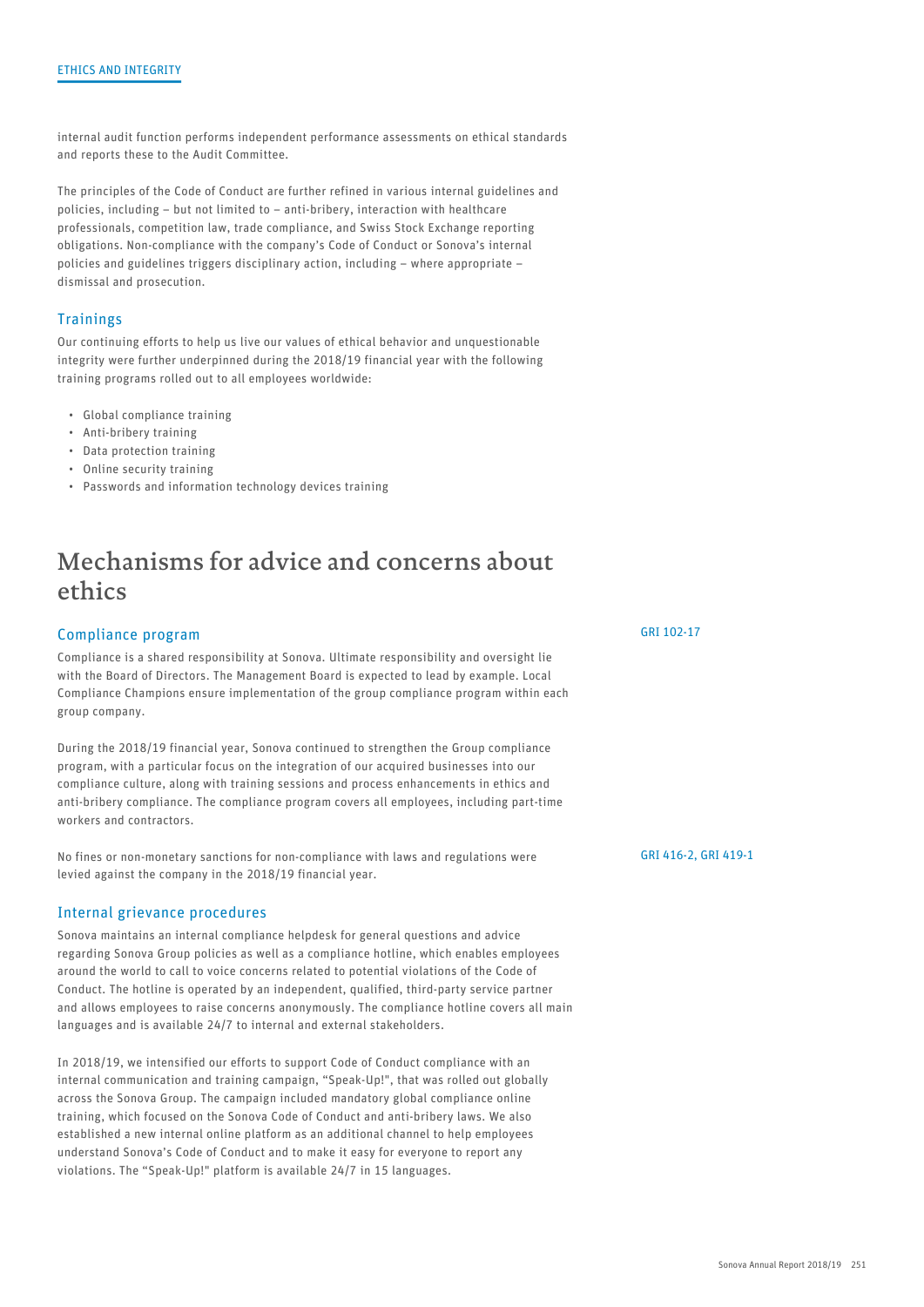internal audit function performs independent performance assessments on ethical standards and reports these to the Audit Committee.

The principles of the Code of Conduct are further refined in various internal guidelines and policies, including – but not limited to – anti-bribery, interaction with healthcare professionals, competition law, trade compliance, and Swiss Stock Exchange reporting obligations. Non-compliance with the company's Code of Conduct or Sonova's internal policies and guidelines triggers disciplinary action, including – where appropriate – dismissal and prosecution.

### Trainings

Our continuing efforts to help us live our values of ethical behavior and unquestionable integrity were further underpinned during the 2018/19 financial year with the following training programs rolled out to all employees worldwide:

- Global compliance training
- Anti-bribery training
- Data protection training
- Online security training
- Passwords and information technology devices training

## Mechanisms for advice and concerns about ethics

### Compliance program

GRI 102-17

Compliance is a shared responsibility at Sonova. Ultimate responsibility and oversight lie with the Board of Directors. The Management Board is expected to lead by example. Local Compliance Champions ensure implementation of the group compliance program within each group company.

During the 2018/19 financial year, Sonova continued to strengthen the Group compliance program, with a particular focus on the integration of our acquired businesses into our compliance culture, along with training sessions and process enhancements in ethics and anti-bribery compliance. The compliance program covers all employees, including part-time workers and contractors.

GRI 416-2, GRI 419-1

No fines or non-monetary sanctions for non-compliance with laws and regulations were levied against the company in the 2018/19 financial year.

### Internal grievance procedures

Sonova maintains an internal compliance helpdesk for general questions and advice regarding Sonova Group policies as well as a compliance hotline, which enables employees around the world to call to voice concerns related to potential violations of the Code of Conduct. The hotline is operated by an independent, qualified, third-party service partner and allows employees to raise concerns anonymously. The compliance hotline covers all main languages and is available 24/7 to internal and external stakeholders.

In 2018/19, we intensified our efforts to support Code of Conduct compliance with an internal communication and training campaign, "Speak-Up!", that was rolled out globally across the Sonova Group. The campaign included mandatory global compliance online training, which focused on the Sonova Code of Conduct and anti-bribery laws. We also established a new internal online platform as an additional channel to help employees understand Sonova's Code of Conduct and to make it easy for everyone to report any violations. The "Speak-Up!" platform is available 24/7 in 15 languages.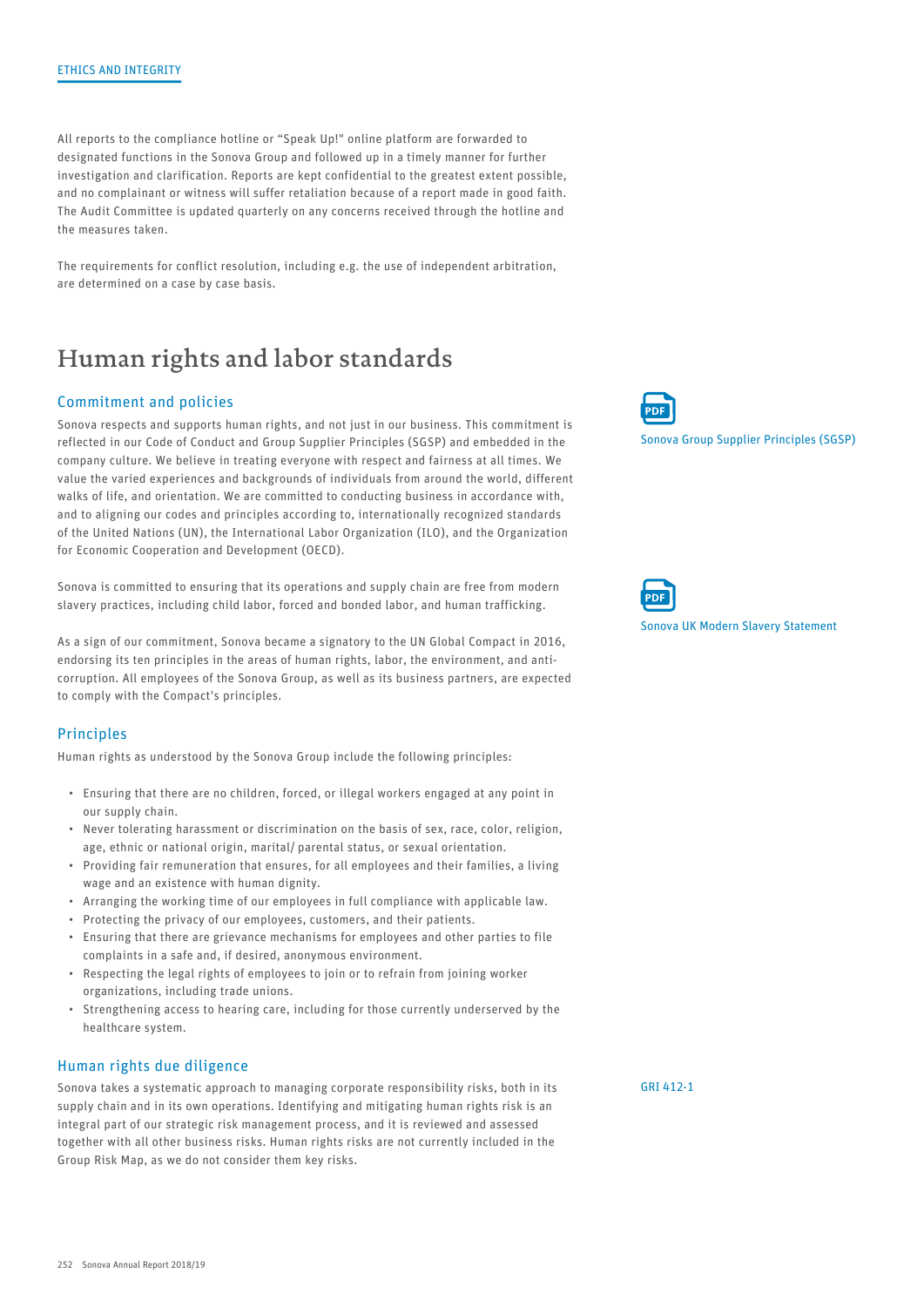ETHICS AND INTEGRITY

All reports to the compliance hotline or "Speak Up!" online platform are forwarded to designated functions in the Sonova Group and followed up in a timely manner for further investigation and clarification. Reports are kept confidential to the greatest extent possible, and no complainant or witness will suffer retaliation because of a report made in good faith. The Audit Committee is updated quarterly on any concerns received through the hotline and the measures taken.

The requirements for conflict resolution, including e.g. the use of independent arbitration, are determined on a case by case basis.

# Human rights and labor standards

## Commitment and policies

Sonova respects and supports human rights, and not just in our business. This commitment is reflected in our Code of Conduct and Group Supplier Principles (SGSP) and embedded in the company culture. We believe in treating everyone with respect and fairness at all times. We value the varied experiences and backgrounds of individuals from around the world, different walks of life, and orientation. We are committed to conducting business in accordance with, and to aligning our codes and principles according to, internationally recognized standards of the United Nations (UN), the International Labor Organization (ILO), and the Organization for Economic Cooperation and Development (OECD).

PDF Sonova Group Supplier Principles (SGSP)

Sonova is committed to ensuring that its operations and supply chain are free from modern slavery practices, including child labor, forced and bonded labor, and human trafficking.

PDF Sonova UK Modern Slavery Statement

As a sign of our commitment, Sonova became a signatory to the UN Global Compact in 2016, endorsing its ten principles in the areas of human rights, labor, the environment, and anti-corruption. All employees of the Sonova Group, as well as its business partners, are expected to comply with the Compact's principles.

## Principles

Human rights as understood by the Sonova Group include the following principles:

- Ensuring that there are no children, forced, or illegal workers engaged at any point in our supply chain.
- Never tolerating harassment or discrimination on the basis of sex, race, color, religion, age, ethnic or national origin, marital/ parental status, or sexual orientation.
- Providing fair remuneration that ensures, for all employees and their families, a living wage and an existence with human dignity.
- Arranging the working time of our employees in full compliance with applicable law.
- Protecting the privacy of our employees, customers, and their patients.
- Ensuring that there are grievance mechanisms for employees and other parties to file complaints in a safe and, if desired, anonymous environment.
- Respecting the legal rights of employees to join or to refrain from joining worker organizations, including trade unions.
- Strengthening access to hearing care, including for those currently underserved by the healthcare system.

## Human rights due diligence

GRI 412-1

Sonova takes a systematic approach to managing corporate responsibility risks, both in its supply chain and in its own operations. Identifying and mitigating human rights risk is an integral part of our strategic risk management process, and it is reviewed and assessed together with all other business risks. Human rights risks are not currently included in the Group Risk Map, as we do not consider them key risks.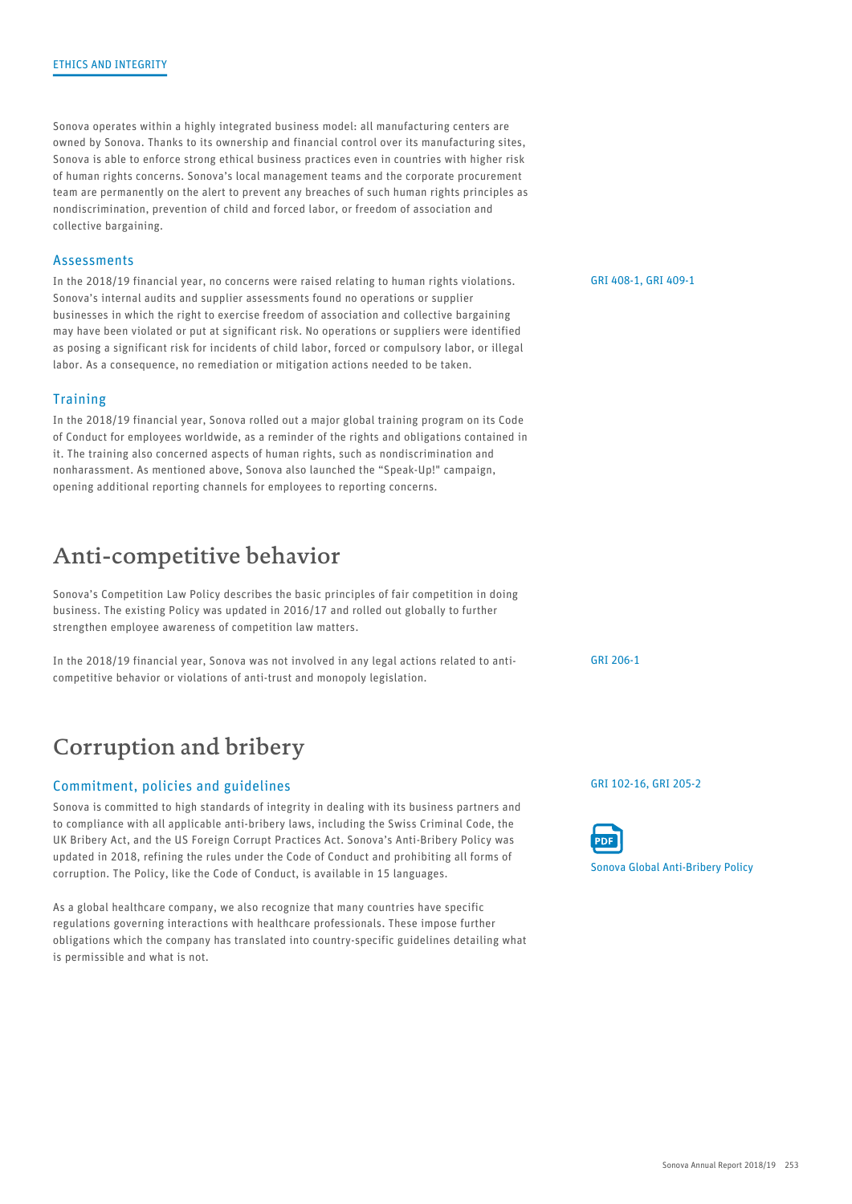ETHICS AND INTEGRITY

Sonova operates within a highly integrated business model: all manufacturing centers are owned by Sonova. Thanks to its ownership and financial control over its manufacturing sites, Sonova is able to enforce strong ethical business practices even in countries with higher risk of human rights concerns. Sonova's local management teams and the corporate procurement team are permanently on the alert to prevent any breaches of such human rights principles as nondiscrimination, prevention of child and forced labor, or freedom of association and collective bargaining.

### Assessments

GRI 408-1, GRI 409-1

In the 2018/19 financial year, no concerns were raised relating to human rights violations. Sonova's internal audits and supplier assessments found no operations or supplier businesses in which the right to exercise freedom of association and collective bargaining may have been violated or put at significant risk. No operations or suppliers were identified as posing a significant risk for incidents of child labor, forced or compulsory labor, or illegal labor. As a consequence, no remediation or mitigation actions needed to be taken.

### Training

In the 2018/19 financial year, Sonova rolled out a major global training program on its Code of Conduct for employees worldwide, as a reminder of the rights and obligations contained in it. The training also concerned aspects of human rights, such as nondiscrimination and nonharassment. As mentioned above, Sonova also launched the "Speak-Up!" campaign, opening additional reporting channels for employees to reporting concerns.

## Anti-competitive behavior

Sonova's Competition Law Policy describes the basic principles of fair competition in doing business. The existing Policy was updated in 2016/17 and rolled out globally to further strengthen employee awareness of competition law matters.

GRI 206-1

In the 2018/19 financial year, Sonova was not involved in any legal actions related to anti-competitive behavior or violations of anti-trust and monopoly legislation.

## Corruption and bribery

### Commitment, policies and guidelines

GRI 102-16, GRI 205-2

Sonova Global Anti-Bribery Policy

Sonova is committed to high standards of integrity in dealing with its business partners and to compliance with all applicable anti-bribery laws, including the Swiss Criminal Code, the UK Bribery Act, and the US Foreign Corrupt Practices Act. Sonova's Anti-Bribery Policy was updated in 2018, refining the rules under the Code of Conduct and prohibiting all forms of corruption. The Policy, like the Code of Conduct, is available in 15 languages.

As a global healthcare company, we also recognize that many countries have specific regulations governing interactions with healthcare professionals. These impose further obligations which the company has translated into country-specific guidelines detailing what is permissible and what is not.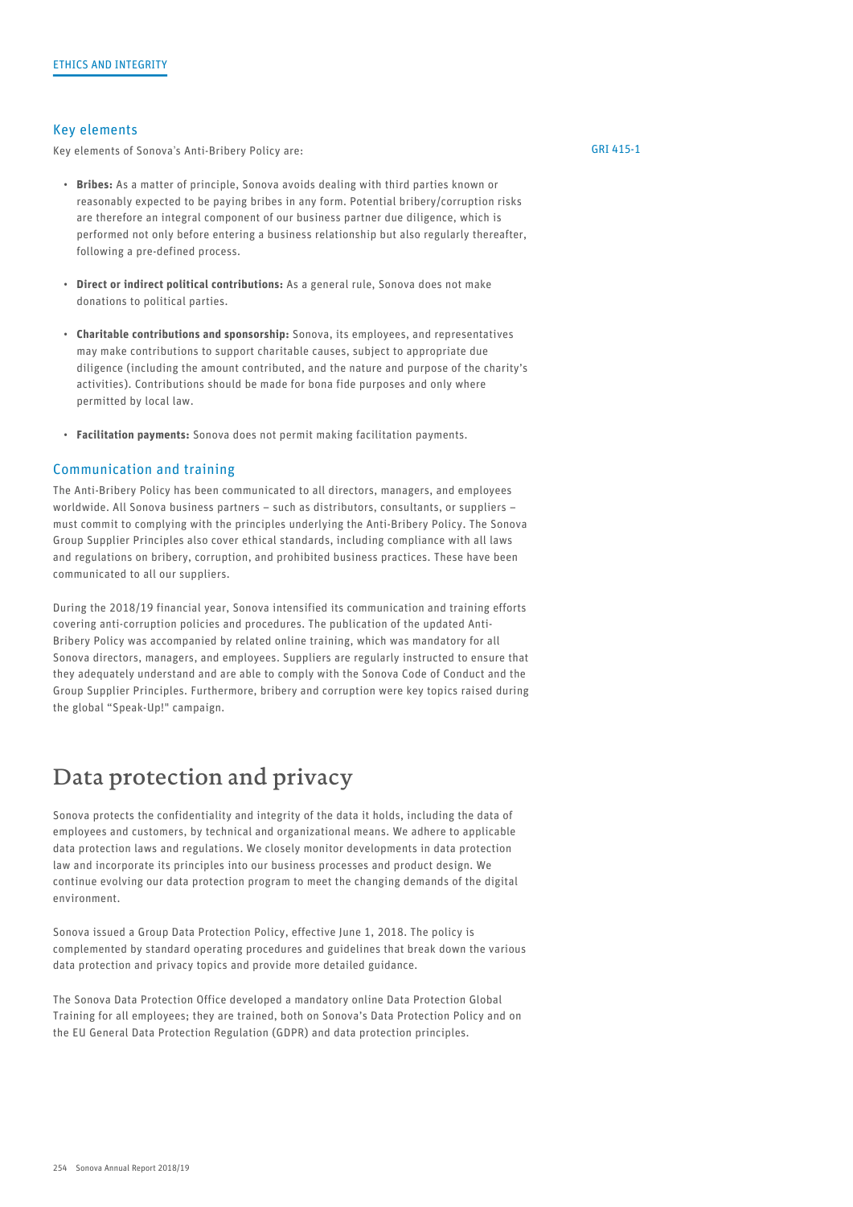## Key elements

Key elements of Sonova's Anti-Bribery Policy are:

GRI 415-1

- **Bribes:** As a matter of principle, Sonova avoids dealing with third parties known or reasonably expected to be paying bribes in any form. Potential bribery/corruption risks are therefore an integral component of our business partner due diligence, which is performed not only before entering a business relationship but also regularly thereafter, following a pre-defined process.
- **Direct or indirect political contributions:** As a general rule, Sonova does not make donations to political parties.
- **Charitable contributions and sponsorship:** Sonova, its employees, and representatives may make contributions to support charitable causes, subject to appropriate due diligence (including the amount contributed, and the nature and purpose of the charity's activities). Contributions should be made for bona fide purposes and only where permitted by local law.
- **Facilitation payments:** Sonova does not permit making facilitation payments.

## Communication and training

The Anti-Bribery Policy has been communicated to all directors, managers, and employees worldwide. All Sonova business partners – such as distributors, consultants, or suppliers – must commit to complying with the principles underlying the Anti-Bribery Policy. The Sonova Group Supplier Principles also cover ethical standards, including compliance with all laws and regulations on bribery, corruption, and prohibited business practices. These have been communicated to all our suppliers.

During the 2018/19 financial year, Sonova intensified its communication and training efforts covering anti-corruption policies and procedures. The publication of the updated Anti-Bribery Policy was accompanied by related online training, which was mandatory for all Sonova directors, managers, and employees. Suppliers are regularly instructed to ensure that they adequately understand and are able to comply with the Sonova Code of Conduct and the Group Supplier Principles. Furthermore, bribery and corruption were key topics raised during the global "Speak-Up!" campaign.

# Data protection and privacy

Sonova protects the confidentiality and integrity of the data it holds, including the data of employees and customers, by technical and organizational means. We adhere to applicable data protection laws and regulations. We closely monitor developments in data protection law and incorporate its principles into our business processes and product design. We continue evolving our data protection program to meet the changing demands of the digital environment.

Sonova issued a Group Data Protection Policy, effective June 1, 2018. The policy is complemented by standard operating procedures and guidelines that break down the various data protection and privacy topics and provide more detailed guidance.

The Sonova Data Protection Office developed a mandatory online Data Protection Global Training for all employees; they are trained, both on Sonova's Data Protection Policy and on the EU General Data Protection Regulation (GDPR) and data protection principles.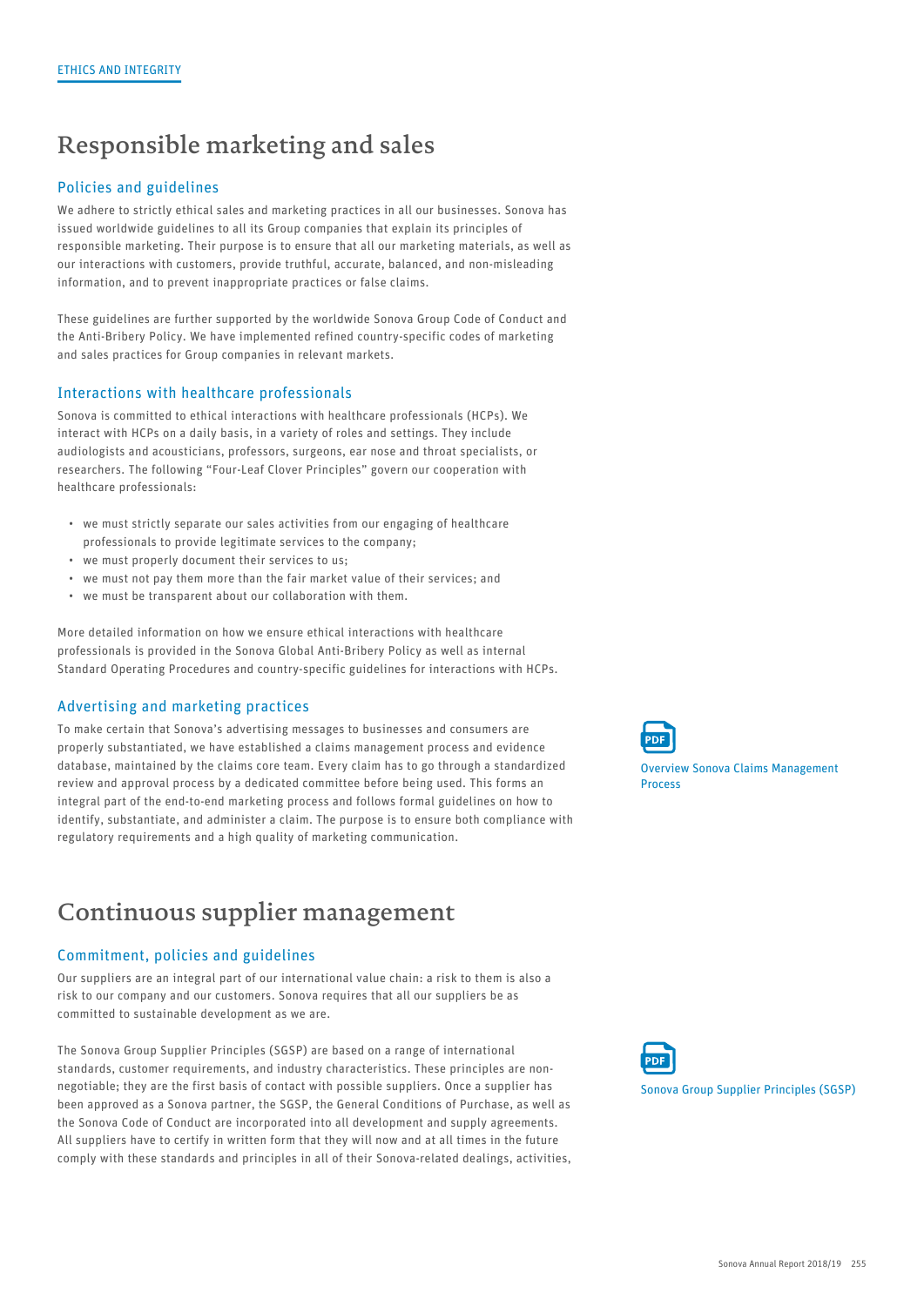# Responsible marketing and sales

## Policies and guidelines

We adhere to strictly ethical sales and marketing practices in all our businesses. Sonova has issued worldwide guidelines to all its Group companies that explain its principles of responsible marketing. Their purpose is to ensure that all our marketing materials, as well as our interactions with customers, provide truthful, accurate, balanced, and non-misleading information, and to prevent inappropriate practices or false claims.

These guidelines are further supported by the worldwide Sonova Group Code of Conduct and the Anti-Bribery Policy. We have implemented refined country-specific codes of marketing and sales practices for Group companies in relevant markets.

## Interactions with healthcare professionals

Sonova is committed to ethical interactions with healthcare professionals (HCPs). We interact with HCPs on a daily basis, in a variety of roles and settings. They include audiologists and acousticians, professors, surgeons, ear nose and throat specialists, or researchers. The following "Four-Leaf Clover Principles" govern our cooperation with healthcare professionals:

- we must strictly separate our sales activities from our engaging of healthcare professionals to provide legitimate services to the company;
- we must properly document their services to us;
- we must not pay them more than the fair market value of their services; and
- we must be transparent about our collaboration with them.

More detailed information on how we ensure ethical interactions with healthcare professionals is provided in the Sonova Global Anti-Bribery Policy as well as internal Standard Operating Procedures and country-specific guidelines for interactions with HCPs.

## Advertising and marketing practices

To make certain that Sonova's advertising messages to businesses and consumers are properly substantiated, we have established a claims management process and evidence database, maintained by the claims core team. Every claim has to go through a standardized review and approval process by a dedicated committee before being used. This forms an integral part of the end-to-end marketing process and follows formal guidelines on how to identify, substantiate, and administer a claim. The purpose is to ensure both compliance with regulatory requirements and a high quality of marketing communication.

PDF Overview Sonova Claims Management Process

# Continuous supplier management

## Commitment, policies and guidelines

Our suppliers are an integral part of our international value chain: a risk to them is also a risk to our company and our customers. Sonova requires that all our suppliers be as committed to sustainable development as we are.

The Sonova Group Supplier Principles (SGSP) are based on a range of international standards, customer requirements, and industry characteristics. These principles are non-negotiable; they are the first basis of contact with possible suppliers. Once a supplier has been approved as a Sonova partner, the SGSP, the General Conditions of Purchase, as well as the Sonova Code of Conduct are incorporated into all development and supply agreements. All suppliers have to certify in written form that they will now and at all times in the future comply with these standards and principles in all of their Sonova-related dealings, activities,

PDF Sonova Group Supplier Principles (SGSP)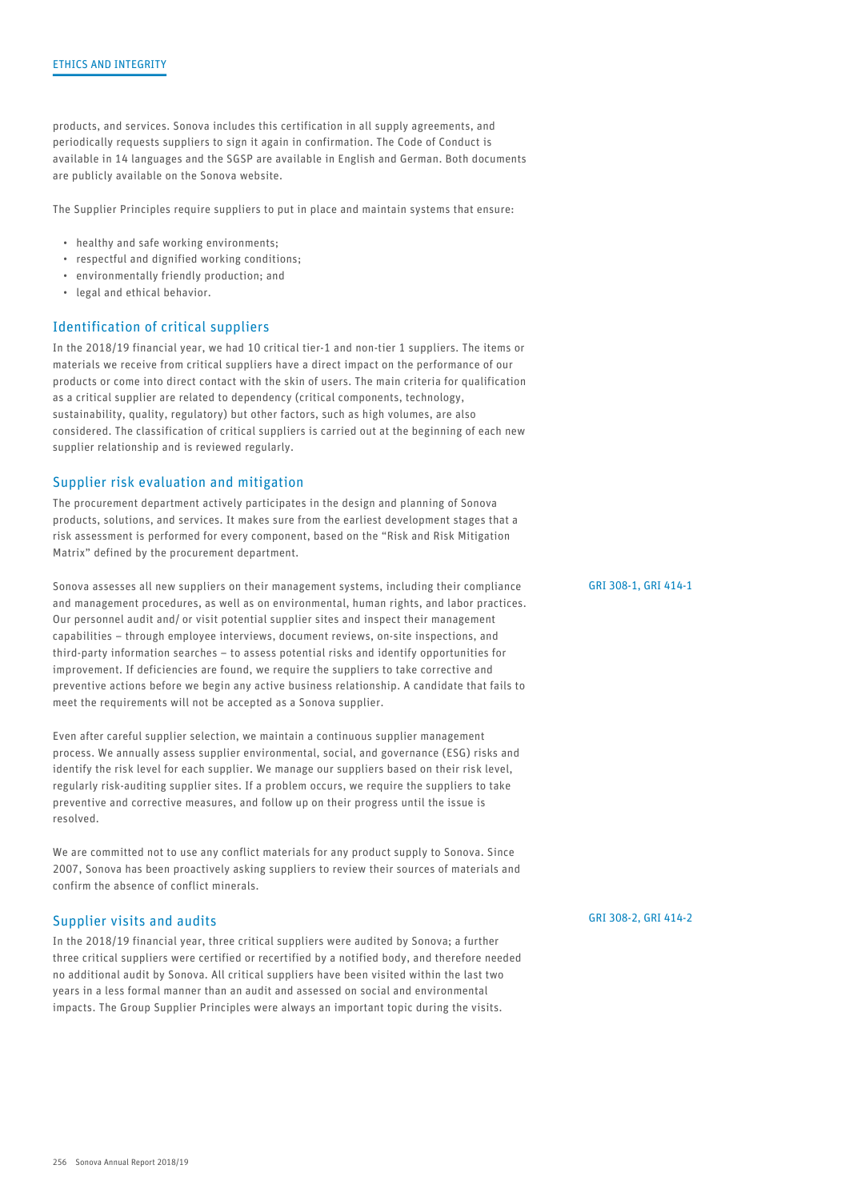products, and services. Sonova includes this certification in all supply agreements, and periodically requests suppliers to sign it again in confirmation. The Code of Conduct is available in 14 languages and the SGSP are available in English and German. Both documents are publicly available on the Sonova website.

The Supplier Principles require suppliers to put in place and maintain systems that ensure:

- healthy and safe working environments;
- respectful and dignified working conditions;
- environmentally friendly production; and
- legal and ethical behavior.

## Identification of critical suppliers

In the 2018/19 financial year, we had 10 critical tier-1 and non-tier 1 suppliers. The items or materials we receive from critical suppliers have a direct impact on the performance of our products or come into direct contact with the skin of users. The main criteria for qualification as a critical supplier are related to dependency (critical components, technology, sustainability, quality, regulatory) but other factors, such as high volumes, are also considered. The classification of critical suppliers is carried out at the beginning of each new supplier relationship and is reviewed regularly.

## Supplier risk evaluation and mitigation

The procurement department actively participates in the design and planning of Sonova products, solutions, and services. It makes sure from the earliest development stages that a risk assessment is performed for every component, based on the "Risk and Risk Mitigation Matrix" defined by the procurement department.

GRI 308-1, GRI 414-1

Sonova assesses all new suppliers on their management systems, including their compliance and management procedures, as well as on environmental, human rights, and labor practices. Our personnel audit and/ or visit potential supplier sites and inspect their management capabilities – through employee interviews, document reviews, on-site inspections, and third-party information searches – to assess potential risks and identify opportunities for improvement. If deficiencies are found, we require the suppliers to take corrective and preventive actions before we begin any active business relationship. A candidate that fails to meet the requirements will not be accepted as a Sonova supplier.

Even after careful supplier selection, we maintain a continuous supplier management process. We annually assess supplier environmental, social, and governance (ESG) risks and identify the risk level for each supplier. We manage our suppliers based on their risk level, regularly risk-auditing supplier sites. If a problem occurs, we require the suppliers to take preventive and corrective measures, and follow up on their progress until the issue is resolved.

We are committed not to use any conflict materials for any product supply to Sonova. Since 2007, Sonova has been proactively asking suppliers to review their sources of materials and confirm the absence of conflict minerals.

## Supplier visits and audits

GRI 308-2, GRI 414-2

In the 2018/19 financial year, three critical suppliers were audited by Sonova; a further three critical suppliers were certified or recertified by a notified body, and therefore needed no additional audit by Sonova. All critical suppliers have been visited within the last two years in a less formal manner than an audit and assessed on social and environmental impacts. The Group Supplier Principles were always an important topic during the visits.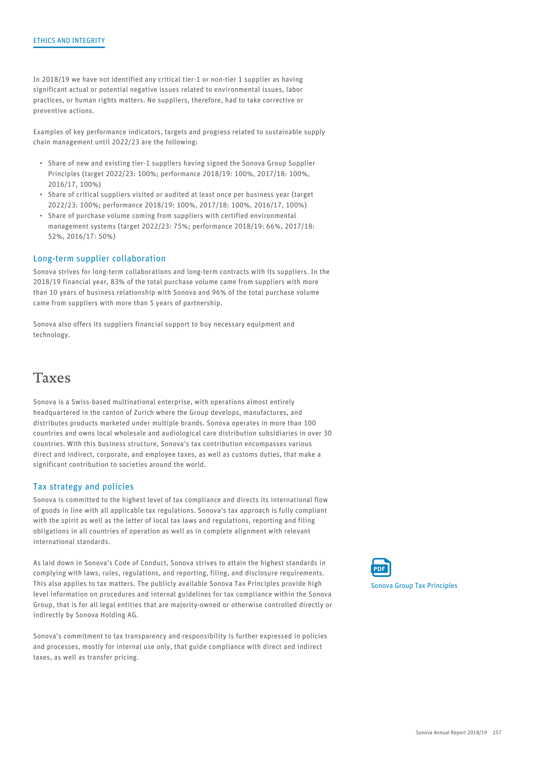In 2018/19 we have not identified any critical tier-1 or non-tier 1 supplier as having significant actual or potential negative issues related to environmental issues, labor practices, or human rights matters. No suppliers, therefore, had to take corrective or preventive actions.

Examples of key performance indicators, targets and progress related to sustainable supply chain management until 2022/23 are the following:

- Share of new and existing tier-1 suppliers having signed the Sonova Group Supplier Principles (target 2022/23: 100%; performance 2018/19: 100%, 2017/18: 100%, 2016/17, 100%)
- Share of critical suppliers visited or audited at least once per business year (target 2022/23: 100%; performance 2018/19: 100%, 2017/18: 100%, 2016/17, 100%)
- Share of purchase volume coming from suppliers with certified environmental management systems (target 2022/23: 75%; performance 2018/19: 66%, 2017/18: 52%, 2016/17: 50%)

### Long-term supplier collaboration

Sonova strives for long-term collaborations and long-term contracts with its suppliers. In the 2018/19 financial year, 83% of the total purchase volume came from suppliers with more than 10 years of business relationship with Sonova and 96% of the total purchase volume came from suppliers with more than 5 years of partnership.

Sonova also offers its suppliers financial support to buy necessary equipment and technology.

## Taxes

Sonova is a Swiss-based multinational enterprise, with operations almost entirely headquartered in the canton of Zurich where the Group develops, manufactures, and distributes products marketed under multiple brands. Sonova operates in more than 100 countries and owns local wholesale and audiological care distribution subsidiaries in over 30 countries. With this business structure, Sonova's tax contribution encompasses various direct and indirect, corporate, and employee taxes, as well as customs duties, that make a significant contribution to societies around the world.

### Tax strategy and policies

Sonova is committed to the highest level of tax compliance and directs its international flow of goods in line with all applicable tax regulations. Sonova's tax approach is fully compliant with the spirit as well as the letter of local tax laws and regulations, reporting and filing obligations in all countries of operation as well as in complete alignment with relevant international standards.

As laid down in Sonova's Code of Conduct, Sonova strives to attain the highest standards in complying with laws, rules, regulations, and reporting, filing, and disclosure requirements. This also applies to tax matters. The publicly available Sonova Tax Principles provide high level information on procedures and internal guidelines for tax compliance within the Sonova Group, that is for all legal entities that are majority-owned or otherwise controlled directly or indirectly by Sonova Holding AG.

Sonova Group Tax Principles

Sonova's commitment to tax transparency and responsibility is further expressed in policies and processes, mostly for internal use only, that guide compliance with direct and indirect taxes, as well as transfer pricing.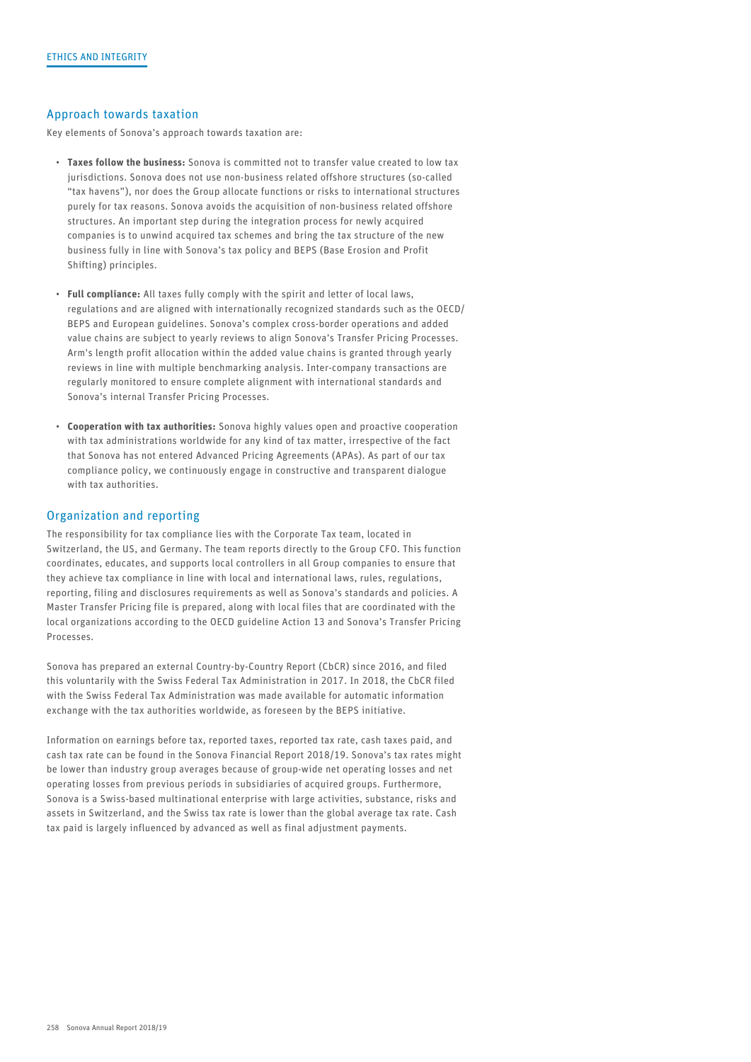## Approach towards taxation

Key elements of Sonova's approach towards taxation are:

- **Taxes follow the business:** Sonova is committed not to transfer value created to low tax jurisdictions. Sonova does not use non-business related offshore structures (so-called "tax havens"), nor does the Group allocate functions or risks to international structures purely for tax reasons. Sonova avoids the acquisition of non-business related offshore structures. An important step during the integration process for newly acquired companies is to unwind acquired tax schemes and bring the tax structure of the new business fully in line with Sonova's tax policy and BEPS (Base Erosion and Profit Shifting) principles.
- **Full compliance:** All taxes fully comply with the spirit and letter of local laws, regulations and are aligned with internationally recognized standards such as the OECD/ BEPS and European guidelines. Sonova's complex cross-border operations and added value chains are subject to yearly reviews to align Sonova's Transfer Pricing Processes. Arm's length profit allocation within the added value chains is granted through yearly reviews in line with multiple benchmarking analysis. Inter-company transactions are regularly monitored to ensure complete alignment with international standards and Sonova's internal Transfer Pricing Processes.
- **Cooperation with tax authorities:** Sonova highly values open and proactive cooperation with tax administrations worldwide for any kind of tax matter, irrespective of the fact that Sonova has not entered Advanced Pricing Agreements (APAs). As part of our tax compliance policy, we continuously engage in constructive and transparent dialogue with tax authorities.

## Organization and reporting

The responsibility for tax compliance lies with the Corporate Tax team, located in Switzerland, the US, and Germany. The team reports directly to the Group CFO. This function coordinates, educates, and supports local controllers in all Group companies to ensure that they achieve tax compliance in line with local and international laws, rules, regulations, reporting, filing and disclosures requirements as well as Sonova's standards and policies. A Master Transfer Pricing file is prepared, along with local files that are coordinated with the local organizations according to the OECD guideline Action 13 and Sonova's Transfer Pricing Processes.

Sonova has prepared an external Country-by-Country Report (CbCR) since 2016, and filed this voluntarily with the Swiss Federal Tax Administration in 2017. In 2018, the CbCR filed with the Swiss Federal Tax Administration was made available for automatic information exchange with the tax authorities worldwide, as foreseen by the BEPS initiative.

Information on earnings before tax, reported taxes, reported tax rate, cash taxes paid, and cash tax rate can be found in the Sonova Financial Report 2018/19. Sonova's tax rates might be lower than industry group averages because of group-wide net operating losses and net operating losses from previous periods in subsidiaries of acquired groups. Furthermore, Sonova is a Swiss-based multinational enterprise with large activities, substance, risks and assets in Switzerland, and the Swiss tax rate is lower than the global average tax rate. Cash tax paid is largely influenced by advanced as well as final adjustment payments.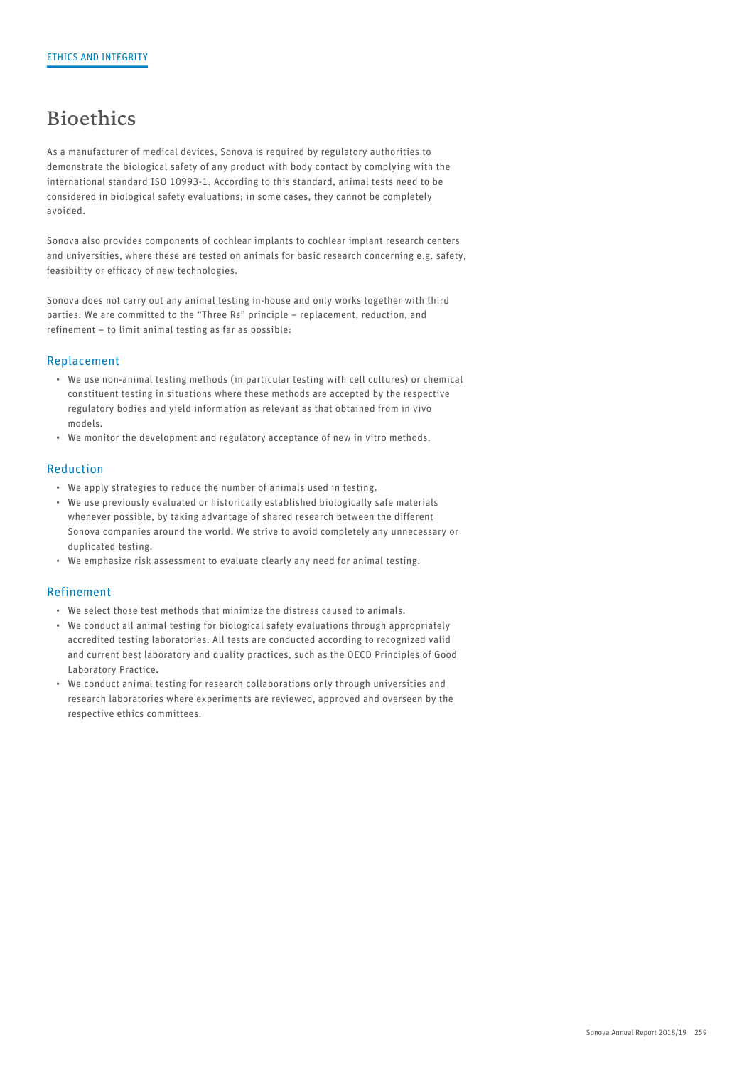ETHICS AND INTEGRITY

# Bioethics

As a manufacturer of medical devices, Sonova is required by regulatory authorities to demonstrate the biological safety of any product with body contact by complying with the international standard ISO 10993-1. According to this standard, animal tests need to be considered in biological safety evaluations; in some cases, they cannot be completely avoided.

Sonova also provides components of cochlear implants to cochlear implant research centers and universities, where these are tested on animals for basic research concerning e.g. safety, feasibility or efficacy of new technologies.

Sonova does not carry out any animal testing in-house and only works together with third parties. We are committed to the "Three Rs" principle – replacement, reduction, and refinement – to limit animal testing as far as possible:

## Replacement

- We use non-animal testing methods (in particular testing with cell cultures) or chemical constituent testing in situations where these methods are accepted by the respective regulatory bodies and yield information as relevant as that obtained from in vivo models.
- We monitor the development and regulatory acceptance of new in vitro methods.

## Reduction

- We apply strategies to reduce the number of animals used in testing.
- We use previously evaluated or historically established biologically safe materials whenever possible, by taking advantage of shared research between the different Sonova companies around the world. We strive to avoid completely any unnecessary or duplicated testing.
- We emphasize risk assessment to evaluate clearly any need for animal testing.

## Refinement

- We select those test methods that minimize the distress caused to animals.
- We conduct all animal testing for biological safety evaluations through appropriately accredited testing laboratories. All tests are conducted according to recognized valid and current best laboratory and quality practices, such as the OECD Principles of Good Laboratory Practice.
- We conduct animal testing for research collaborations only through universities and research laboratories where experiments are reviewed, approved and overseen by the respective ethics committees.